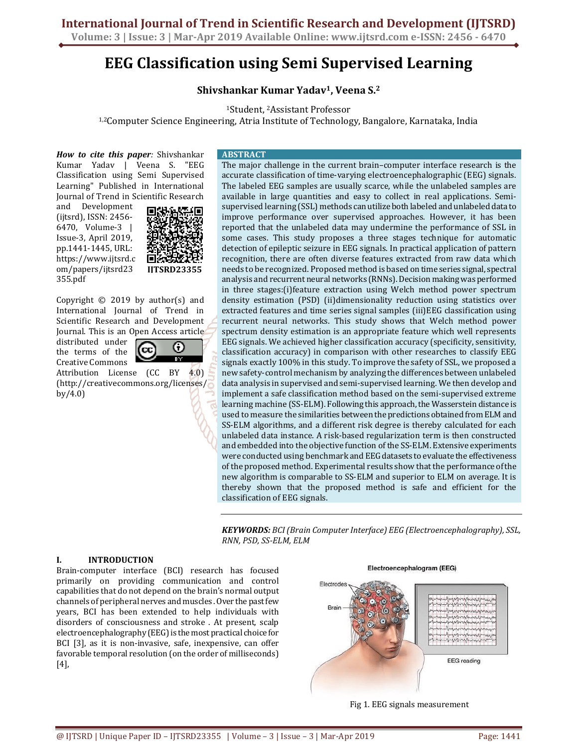# EEG Classification using Semi Supervised Learning

**Shivshankar Kumar Yadav[1], Veena S.[2]**

[1]Student, [2]Assistant Professor

[1,2]Computer Science Engineering, Atria Institute of Technology, Bangalore, Karnataka, India

***How to cite this paper:*** Shivshankar Kumar Yadav | Veena S. "EEG Classification using Semi Supervised Learning" Published in International Journal of Trend in Scientific Research and Development (ijtsrd), ISSN: 2456-6470, Volume-3 | Issue-3, April 2019, pp.1441-1445, URL: https://www.ijtsrd.com/papers/ijtsrd23355.pdf

**IJTSRD23355**

Copyright © 2019 by author(s) and International Journal of Trend in Scientific Research and Development Journal. This is an Open Access article distributed under the terms of the Creative Commons Attribution License (CC BY 4.0) (http://creativecommons.org/licenses/by/4.0)

## ABSTRACT

The major challenge in the current brain–computer interface research is the accurate classification of time-varying electroencephalographic (EEG) signals. The labeled EEG samples are usually scarce, while the unlabeled samples are available in large quantities and easy to collect in real applications. Semi-supervised learning (SSL) methods can utilize both labeled and unlabeled data to improve performance over supervised approaches. However, it has been reported that the unlabeled data may undermine the performance of SSL in some cases. This study proposes a three stages technique for automatic detection of epileptic seizure in EEG signals. In practical application of pattern recognition, there are often diverse features extracted from raw data which needs to be recognized. Proposed method is based on time series signal, spectral analysis and recurrent neural networks (RNNs). Decision making was performed in three stages:(i)feature extraction using Welch method power spectrum density estimation (PSD) (ii)dimensionality reduction using statistics over extracted features and time series signal samples (iii)EEG classification using recurrent neural networks. This study shows that Welch method power spectrum density estimation is an appropriate feature which well represents EEG signals. We achieved higher classification accuracy (specificity, sensitivity, classification accuracy) in comparison with other researches to classify EEG signals exactly 100% in this study. To improve the safety of SSL, we proposed a new safety-control mechanism by analyzing the differences between unlabeled data analysis in supervised and semi-supervised learning. We then develop and implement a safe classification method based on the semi-supervised extreme learning machine (SS-ELM). Following this approach, the Wasserstein distance is used to measure the similarities between the predictions obtained from ELM and SS-ELM algorithms, and a different risk degree is thereby calculated for each unlabeled data instance. A risk-based regularization term is then constructed and embedded into the objective function of the SS-ELM. Extensive experiments were conducted using benchmark and EEG datasets to evaluate the effectiveness of the proposed method. Experimental results show that the performance of the new algorithm is comparable to SS-ELM and superior to ELM on average. It is thereby shown that the proposed method is safe and efficient for the classification of EEG signals.

***KEYWORDS:*** *BCI (Brain Computer Interface) EEG (Electroencephalography), SSL, RNN, PSD, SS-ELM, ELM*

## I. INTRODUCTION

Brain-computer interface (BCI) research has focused primarily on providing communication and control capabilities that do not depend on the brain's normal output channels of peripheral nerves and muscles . Over the past few years, BCI has been extended to help individuals with disorders of consciousness and stroke . At present, scalp electroencephalography (EEG) is the most practical choice for BCI [3], as it is non-invasive, safe, inexpensive, can offer favorable temporal resolution (on the order of milliseconds) [4],

Fig 1. EEG signals measurement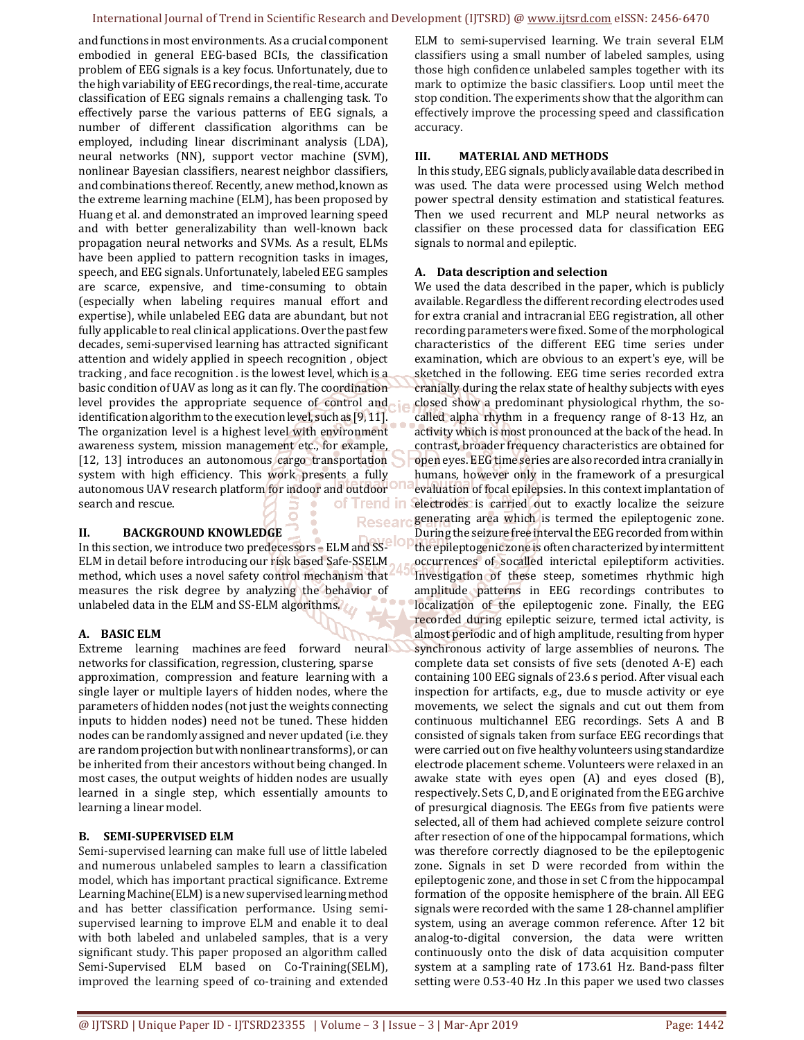and functions in most environments. As a crucial component embodied in general EEG-based BCIs, the classification problem of EEG signals is a key focus. Unfortunately, due to the high variability of EEG recordings, the real-time, accurate classification of EEG signals remains a challenging task. To effectively parse the various patterns of EEG signals, a number of different classification algorithms can be employed, including linear discriminant analysis (LDA), neural networks (NN), support vector machine (SVM), nonlinear Bayesian classifiers, nearest neighbor classifiers, and combinations thereof. Recently, a new method, known as the extreme learning machine (ELM), has been proposed by Huang et al. and demonstrated an improved learning speed and with better generalizability than well-known back propagation neural networks and SVMs. As a result, ELMs have been applied to pattern recognition tasks in images, speech, and EEG signals. Unfortunately, labeled EEG samples are scarce, expensive, and time-consuming to obtain (especially when labeling requires manual effort and expertise), while unlabeled EEG data are abundant, but not fully applicable to real clinical applications. Over the past few decades, semi-supervised learning has attracted significant attention and widely applied in speech recognition , object tracking , and face recognition . is the lowest level, which is a basic condition of UAV as long as it can fly. The coordination level provides the appropriate sequence of control and identification algorithm to the execution level, such as [9, 11]. The organization level is a highest level with environment awareness system, mission management etc., for example, [12, 13] introduces an autonomous cargo transportation system with high efficiency. This work presents a fully autonomous UAV research platform for indoor and outdoor search and rescue.

## II. BACKGROUND KNOWLEDGE

In this section, we introduce two predecessors – ELM and SS-ELM in detail before introducing our risk based Safe-SSELM method, which uses a novel safety control mechanism that measures the risk degree by analyzing the behavior of unlabeled data in the ELM and SS-ELM algorithms.

### A. BASIC ELM

Extreme learning machines are feed forward neural networks for classification, regression, clustering, sparse approximation, compression and feature learning with a single layer or multiple layers of hidden nodes, where the parameters of hidden nodes (not just the weights connecting inputs to hidden nodes) need not be tuned. These hidden nodes can be randomly assigned and never updated (i.e. they are random projection but with nonlinear transforms), or can be inherited from their ancestors without being changed. In most cases, the output weights of hidden nodes are usually learned in a single step, which essentially amounts to learning a linear model.

### B. SEMI-SUPERVISED ELM

Semi-supervised learning can make full use of little labeled and numerous unlabeled samples to learn a classification model, which has important practical significance. Extreme Learning Machine(ELM) is a new supervised learning method and has better classification performance. Using semi-supervised learning to improve ELM and enable it to deal with both labeled and unlabeled samples, that is a very significant study. This paper proposed an algorithm called Semi-Supervised ELM based on Co-Training(SELM), improved the learning speed of co-training and extended ELM to semi-supervised learning. We train several ELM classifiers using a small number of labeled samples, using those high confidence unlabeled samples together with its mark to optimize the basic classifiers. Loop until meet the stop condition. The experiments show that the algorithm can effectively improve the processing speed and classification accuracy.

## III. MATERIAL AND METHODS

In this study, EEG signals, publicly available data described in was used. The data were processed using Welch method power spectral density estimation and statistical features. Then we used recurrent and MLP neural networks as classifier on these processed data for classification EEG signals to normal and epileptic.

### A. Data description and selection

We used the data described in the paper, which is publicly available. Regardless the different recording electrodes used for extra cranial and intracranial EEG registration, all other recording parameters were fixed. Some of the morphological characteristics of the different EEG time series under examination, which are obvious to an expert's eye, will be sketched in the following. EEG time series recorded extra cranially during the relax state of healthy subjects with eyes closed show a predominant physiological rhythm, the so-called alpha rhythm in a frequency range of 8-13 Hz, an activity which is most pronounced at the back of the head. In contrast, broader frequency characteristics are obtained for open eyes. EEG time series are also recorded intra cranially in humans, however only in the framework of a presurgical evaluation of focal epilepsies. In this context implantation of electrodes is carried out to exactly localize the seizure generating area which is termed the epileptogenic zone. During the seizure free interval the EEG recorded from within the epileptogenic zone is often characterized by intermittent occurrences of socalled interictal epileptiform activities. Investigation of these steep, sometimes rhythmic high amplitude patterns in EEG recordings contributes to localization of the epileptogenic zone. Finally, the EEG recorded during epileptic seizure, termed ictal activity, is almost periodic and of high amplitude, resulting from hyper synchronous activity of large assemblies of neurons. The complete data set consists of five sets (denoted A-E) each containing 100 EEG signals of 23.6 s period. After visual each inspection for artifacts, e.g., due to muscle activity or eye movements, we select the signals and cut out them from continuous multichannel EEG recordings. Sets A and B consisted of signals taken from surface EEG recordings that were carried out on five healthy volunteers using standardize electrode placement scheme. Volunteers were relaxed in an awake state with eyes open (A) and eyes closed (B), respectively. Sets C, D, and E originated from the EEG archive of presurgical diagnosis. The EEGs from five patients were selected, all of them had achieved complete seizure control after resection of one of the hippocampal formations, which was therefore correctly diagnosed to be the epileptogenic zone. Signals in set D were recorded from within the epileptogenic zone, and those in set C from the hippocampal formation of the opposite hemisphere of the brain. All EEG signals were recorded with the same 1 28-channel amplifier system, using an average common reference. After 12 bit analog-to-digital conversion, the data were written continuously onto the disk of data acquisition computer system at a sampling rate of 173.61 Hz. Band-pass filter setting were 0.53-40 Hz .In this paper we used two classes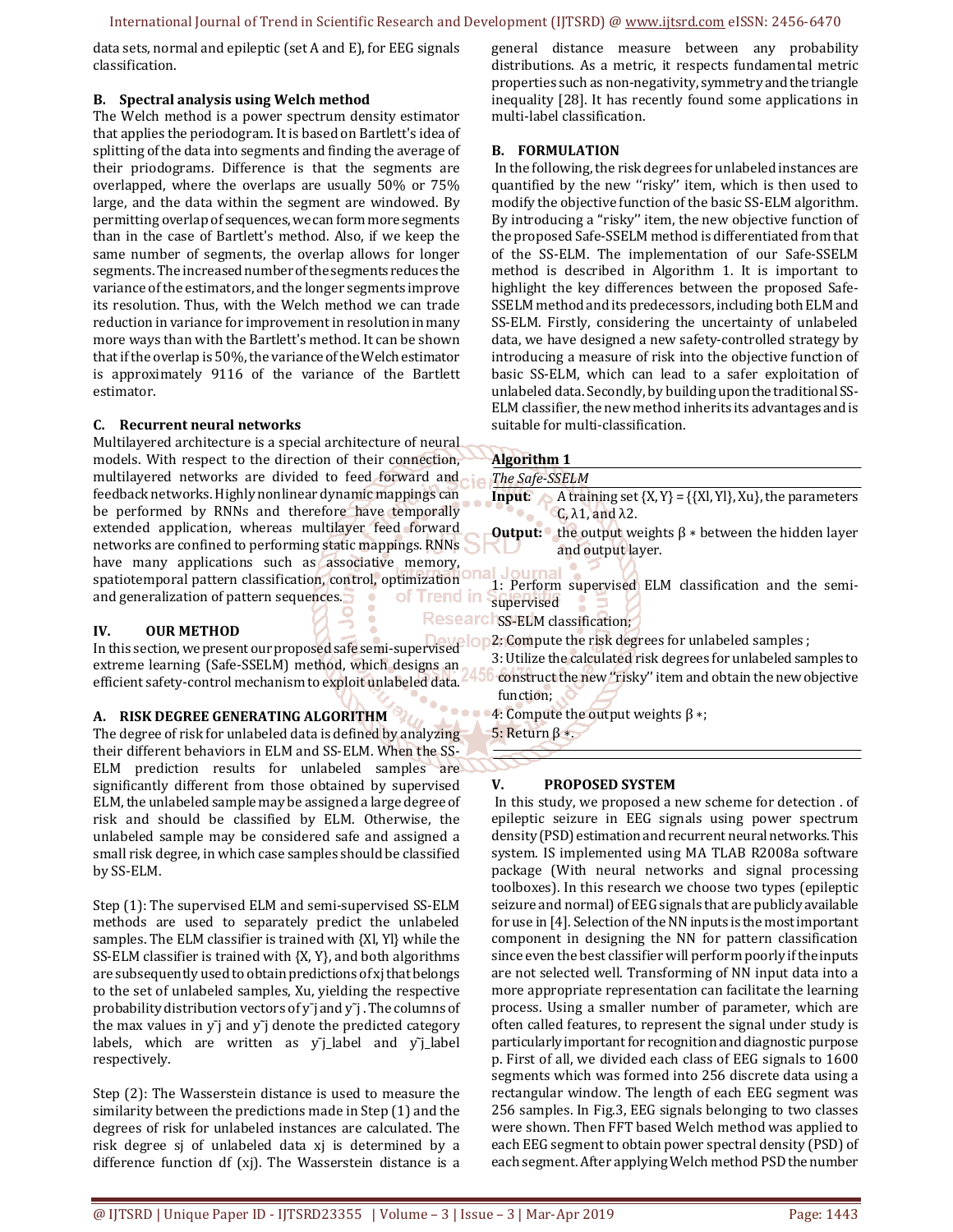data sets, normal and epileptic (set A and E), for EEG signals classification.

### B. Spectral analysis using Welch method

The Welch method is a power spectrum density estimator that applies the periodogram. It is based on Bartlett's idea of splitting of the data into segments and finding the average of their priodograms. Difference is that the segments are overlapped, where the overlaps are usually 50% or 75% large, and the data within the segment are windowed. By permitting overlap of sequences, we can form more segments than in the case of Bartlett's method. Also, if we keep the same number of segments, the overlap allows for longer segments. The increased number of the segments reduces the variance of the estimators, and the longer segments improve its resolution. Thus, with the Welch method we can trade reduction in variance for improvement in resolution in many more ways than with the Bartlett's method. It can be shown that if the overlap is 50%, the variance of the Welch estimator is approximately 9116 of the variance of the Bartlett estimator.

### C. Recurrent neural networks

Multilayered architecture is a special architecture of neural models. With respect to the direction of their connection, multilayered networks are divided to feed forward and feedback networks. Highly nonlinear dynamic mappings can be performed by RNNs and therefore have temporally extended application, whereas multilayer feed forward networks are confined to performing static mappings. RNNs have many applications such as associative memory, spatiotemporal pattern classification, control, optimization and generalization of pattern sequences.

## IV. OUR METHOD

In this section, we present our proposed safe semi-supervised extreme learning (Safe-SSELM) method, which designs an efficient safety-control mechanism to exploit unlabeled data.

### A. RISK DEGREE GENERATING ALGORITHM

The degree of risk for unlabeled data is defined by analyzing their different behaviors in ELM and SS-ELM. When the SS-ELM prediction results for unlabeled samples are significantly different from those obtained by supervised ELM, the unlabeled sample may be assigned a large degree of risk and should be classified by ELM. Otherwise, the unlabeled sample may be considered safe and assigned a small risk degree, in which case samples should be classified by SS-ELM.

Step (1): The supervised ELM and semi-supervised SS-ELM methods are used to separately predict the unlabeled samples. The ELM classifier is trained with {Xl, Yl} while the SS-ELM classifier is trained with {X, Y}, and both algorithms are subsequently used to obtain predictions of xj that belongs to the set of unlabeled samples, Xu, yielding the respective probability distribution vectors of y¯j and y˜j . The columns of the max values in y¯j and y˜j denote the predicted category labels, which are written as y¯j_label and y˜j_label respectively.

Step (2): The Wasserstein distance is used to measure the similarity between the predictions made in Step (1) and the degrees of risk for unlabeled instances are calculated. The risk degree sj of unlabeled data xj is determined by a difference function df (xj). The Wasserstein distance is a general distance measure between any probability distributions. As a metric, it respects fundamental metric properties such as non-negativity, symmetry and the triangle inequality [28]. It has recently found some applications in multi-label classification.

### B. FORMULATION

In the following, the risk degrees for unlabeled instances are quantified by the new ''risky'' item, which is then used to modify the objective function of the basic SS-ELM algorithm. By introducing a "risky" item, the new objective function of the proposed Safe-SSELM method is differentiated from that of the SS-ELM. The implementation of our Safe-SSELM method is described in Algorithm 1. It is important to highlight the key differences between the proposed Safe-SSELM method and its predecessors, including both ELM and SS-ELM. Firstly, considering the uncertainty of unlabeled data, we have designed a new safety-controlled strategy by introducing a measure of risk into the objective function of basic SS-ELM, which can lead to a safer exploitation of unlabeled data. Secondly, by building upon the traditional SS-ELM classifier, the new method inherits its advantages and is suitable for multi-classification.

**Algorithm 1**

*The Safe-SSELM*

**Input**: A training set {X, Y} = {{Xl, Yl}, Xu}, the parameters C, λ1, and λ2.

**Output:** the output weights β ∗ between the hidden layer and output layer.

1: Perform supervised ELM classification and the semi-supervised SS-ELM classification;

2: Compute the risk degrees for unlabeled samples ;

3: Utilize the calculated risk degrees for unlabeled samples to construct the new ''risky'' item and obtain the new objective function;

4: Compute the output weights β ∗;

5: Return β ∗.

## V. PROPOSED SYSTEM

In this study, we proposed a new scheme for detection . of epileptic seizure in EEG signals using power spectrum density (PSD) estimation and recurrent neural networks. This system. IS implemented using MA TLAB R2008a software package (With neural networks and signal processing toolboxes). In this research we choose two types (epileptic seizure and normal) of EEG signals that are publicly available for use in [4]. Selection of the NN inputs is the most important component in designing the NN for pattern classification since even the best classifier will perform poorly if the inputs are not selected well. Transforming of NN input data into a more appropriate representation can facilitate the learning process. Using a smaller number of parameter, which are often called features, to represent the signal under study is particularly important for recognition and diagnostic purpose p. First of all, we divided each class of EEG signals to 1600 segments which was formed into 256 discrete data using a rectangular window. The length of each EEG segment was 256 samples. In Fig.3, EEG signals belonging to two classes were shown. Then FFT based Welch method was applied to each EEG segment to obtain power spectral density (PSD) of each segment. After applying Welch method PSD the number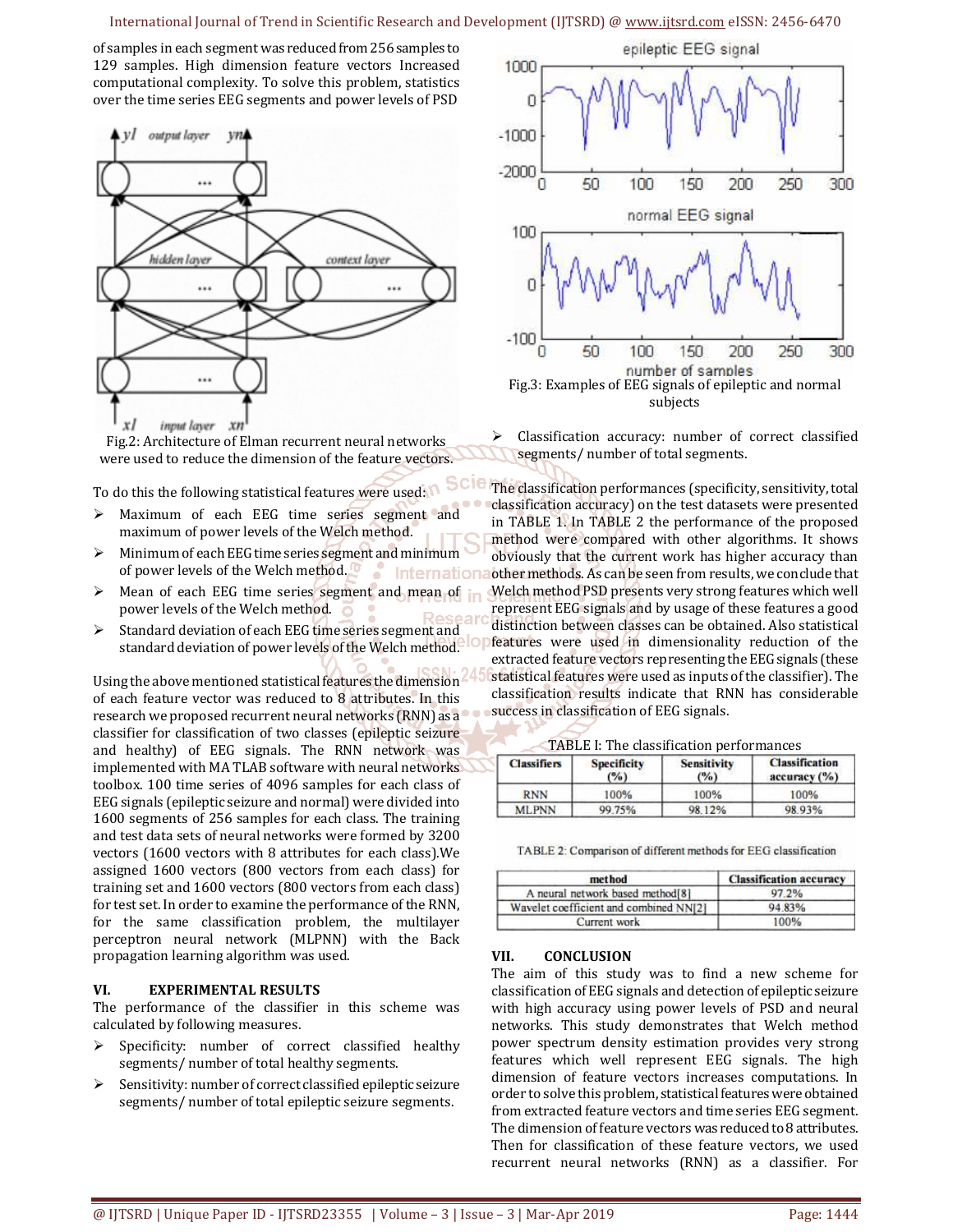of samples in each segment was reduced from 256 samples to 129 samples. High dimension feature vectors Increased computational complexity. To solve this problem, statistics over the time series EEG segments and power levels of PSD

Fig.2: Architecture of Elman recurrent neural networks were used to reduce the dimension of the feature vectors.

To do this the following statistical features were used:

- Maximum of each EEG time series segment and maximum of power levels of the Welch method.
- Minimum of each EEG time series segment and minimum of power levels of the Welch method.
- Mean of each EEG time series segment and mean of power levels of the Welch method.
- Standard deviation of each EEG time series segment and standard deviation of power levels of the Welch method.

Using the above mentioned statistical features the dimension of each feature vector was reduced to 8 attributes. In this research we proposed recurrent neural networks (RNN) as a classifier for classification of two classes (epileptic seizure and healthy) of EEG signals. The RNN network was implemented with MA TLAB software with neural networks toolbox. 100 time series of 4096 samples for each class of EEG signals (epileptic seizure and normal) were divided into 1600 segments of 256 samples for each class. The training and test data sets of neural networks were formed by 3200 vectors (1600 vectors with 8 attributes for each class).We assigned 1600 vectors (800 vectors from each class) for training set and 1600 vectors (800 vectors from each class) for test set. In order to examine the performance of the RNN, for the same classification problem, the multilayer perceptron neural network (MLPNN) with the Back propagation learning algorithm was used.

## VI. EXPERIMENTAL RESULTS

The performance of the classifier in this scheme was calculated by following measures.

- Specificity: number of correct classified healthy segments/ number of total healthy segments.
- Sensitivity: number of correct classified epileptic seizure segments/ number of total epileptic seizure segments.
- Classification accuracy: number of correct classified segments/ number of total segments.

Fig.3: Examples of EEG signals of epileptic and normal subjects

The classification performances (specificity, sensitivity, total classification accuracy) on the test datasets were presented in TABLE 1. In TABLE 2 the performance of the proposed method were compared with other algorithms. It shows obviously that the current work has higher accuracy than other methods. As can be seen from results, we conclude that Welch method PSD presents very strong features which well represent EEG signals and by usage of these features a good distinction between classes can be obtained. Also statistical features were used in dimensionality reduction of the extracted feature vectors representing the EEG signals (these statistical features were used as inputs of the classifier). The classification results indicate that RNN has considerable success in classification of EEG signals.

TABLE I: The classification performances

| Classifiers | Specificity (%) | Sensitivity (%) | Classification accuracy (%) |
|---|---|---|---|
| RNN | 100% | 100% | 100% |
| MLPNN | 99.75% | 98.12% | 98.93% |

TABLE 2: Comparison of different methods for EEG classification

| method | Classification accuracy |
|---|---|
| A neural network based method[8] | 97.2% |
| Wavelet coefficient and combined NN[2] | 94.83% |
| Current work | 100% |

## VII. CONCLUSION

The aim of this study was to find a new scheme for classification of EEG signals and detection of epileptic seizure with high accuracy using power levels of PSD and neural networks. This study demonstrates that Welch method power spectrum density estimation provides very strong features which well represent EEG signals. The high dimension of feature vectors increases computations. In order to solve this problem, statistical features were obtained from extracted feature vectors and time series EEG segment. The dimension of feature vectors was reduced to 8 attributes. Then for classification of these feature vectors, we used recurrent neural networks (RNN) as a classifier. For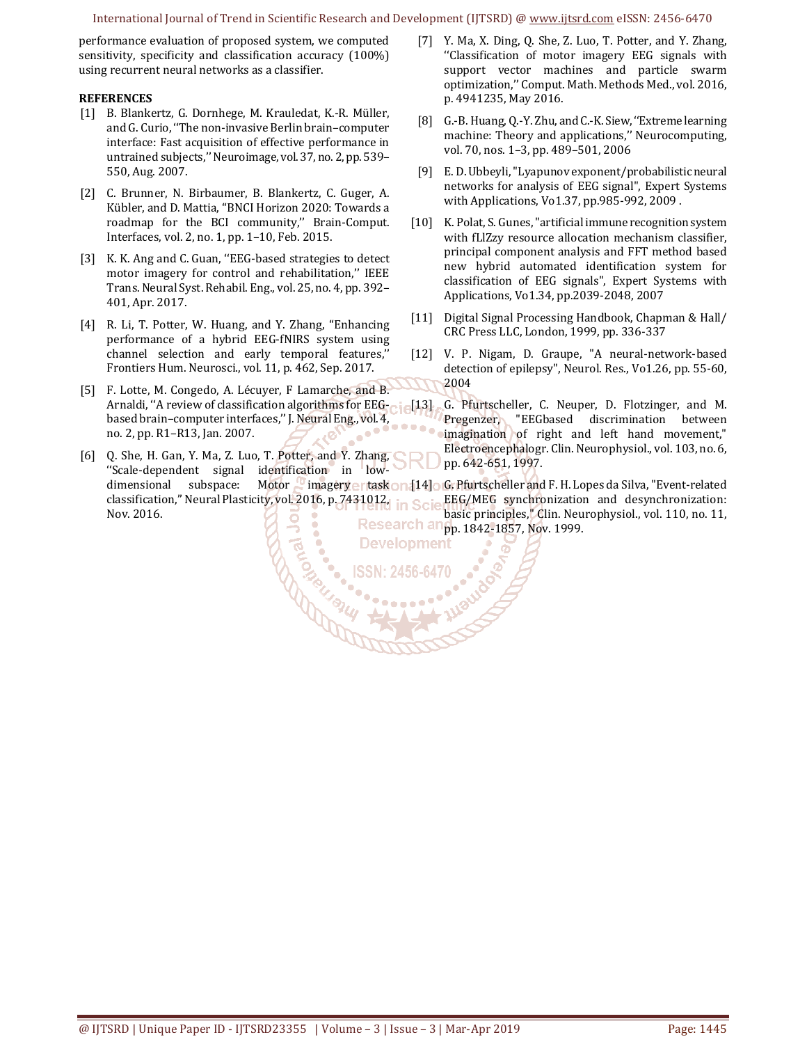performance evaluation of proposed system, we computed sensitivity, specificity and classification accuracy (100%) using recurrent neural networks as a classifier.

**REFERENCES**

[1] B. Blankertz, G. Dornhege, M. Krauledat, K.-R. Müller, and G. Curio, ''The non-invasive Berlin brain–computer interface: Fast acquisition of effective performance in untrained subjects,'' Neuroimage, vol. 37, no. 2, pp. 539–550, Aug. 2007.

[2] C. Brunner, N. Birbaumer, B. Blankertz, C. Guger, A. Kübler, and D. Mattia, "BNCI Horizon 2020: Towards a roadmap for the BCI community,'' Brain-Comput. Interfaces, vol. 2, no. 1, pp. 1–10, Feb. 2015.

[3] K. K. Ang and C. Guan, ''EEG-based strategies to detect motor imagery for control and rehabilitation,'' IEEE Trans. Neural Syst. Rehabil. Eng., vol. 25, no. 4, pp. 392–401, Apr. 2017.

[4] R. Li, T. Potter, W. Huang, and Y. Zhang, "Enhancing performance of a hybrid EEG-fNIRS system using channel selection and early temporal features,'' Frontiers Hum. Neurosci., vol. 11, p. 462, Sep. 2017.

[5] F. Lotte, M. Congedo, A. Lécuyer, F Lamarche, and B. Arnaldi, ''A review of classification algorithms for EEG-based brain–computer interfaces,'' J. Neural Eng., vol. 4, no. 2, pp. R1–R13, Jan. 2007.

[6] Q. She, H. Gan, Y. Ma, Z. Luo, T. Potter, and Y. Zhang, ''Scale-dependent signal identification in low-dimensional subspace: Motor imagery task classification,'' Neural Plasticity, vol. 2016, p. 7431012, Nov. 2016.

[7] Y. Ma, X. Ding, Q. She, Z. Luo, T. Potter, and Y. Zhang, ''Classification of motor imagery EEG signals with support vector machines and particle swarm optimization,'' Comput. Math. Methods Med., vol. 2016, p. 4941235, May 2016.

[8] G.-B. Huang, Q.-Y. Zhu, and C.-K. Siew, ''Extreme learning machine: Theory and applications,'' Neurocomputing, vol. 70, nos. 1–3, pp. 489–501, 2006

[9] E. D. Ubbeyli, "Lyapunov exponent/probabilistic neural networks for analysis of EEG signal", Expert Systems with Applications, Vo1.37, pp.985-992, 2009 .

[10] K. Polat, S. Gunes, "artificial immune recognition system with fLlZzy resource allocation mechanism classifier, principal component analysis and FFT method based new hybrid automated identification system for classification of EEG signals", Expert Systems with Applications, Vo1.34, pp.2039-2048, 2007

[11] Digital Signal Processing Handbook, Chapman & Hall/ CRC Press LLC, London, 1999, pp. 336-337

[12] V. P. Nigam, D. Graupe, "A neural-network-based detection of epilepsy", Neurol. Res., Vo1.26, pp. 55-60, 2004

[13] G. Pfurtscheller, C. Neuper, D. Flotzinger, and M. Pregenzer, "EEGbased discrimination between imagination of right and left hand movement," Electroencephalogr. Clin. Neurophysiol., vol. 103, no. 6, pp. 642-651, 1997.

[14] G. Pfurtscheller and F. H. Lopes da Silva, "Event-related EEG/MEG synchronization and desynchronization: basic principles," Clin. Neurophysiol., vol. 110, no. 11, pp. 1842-1857, Nov. 1999.